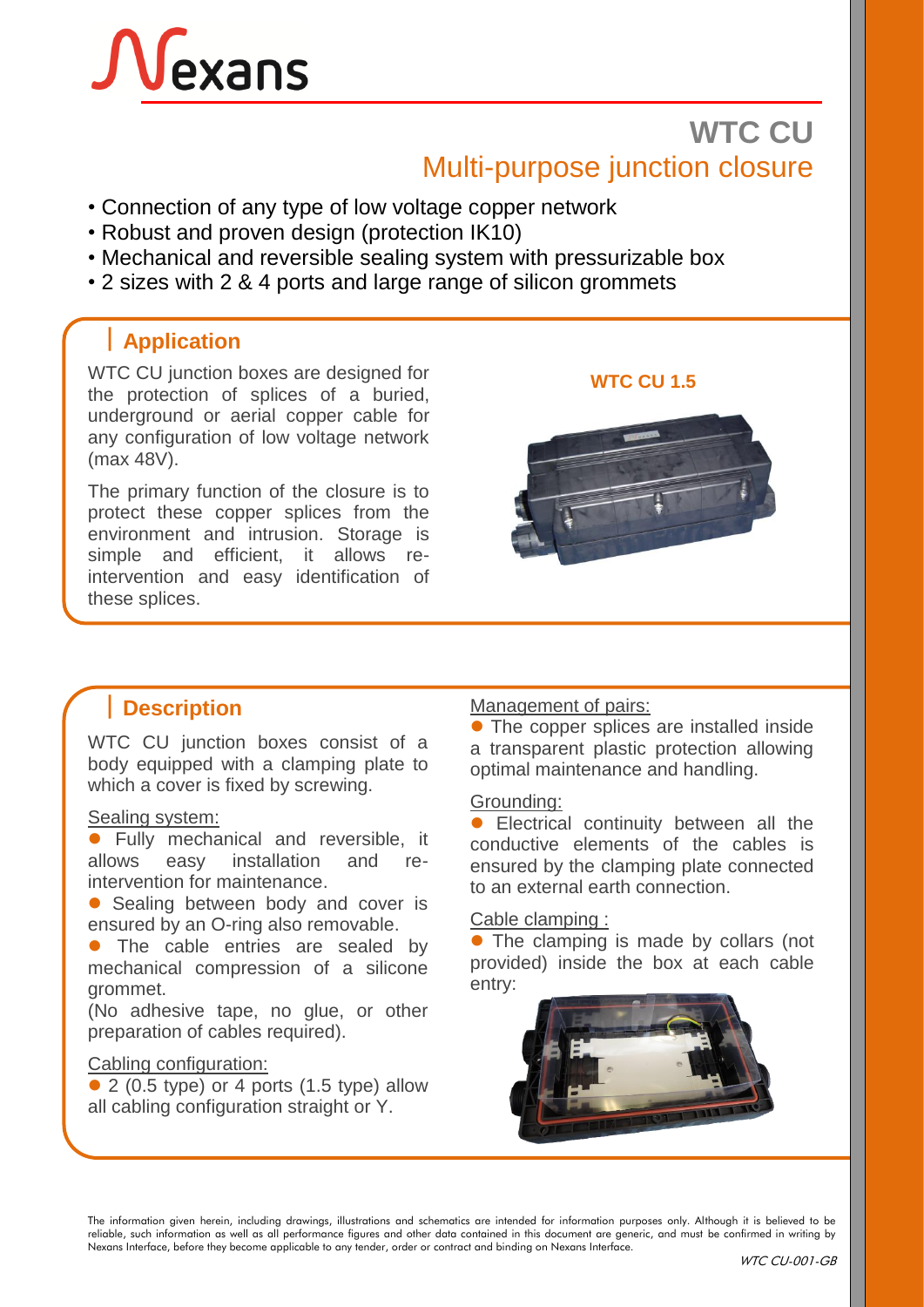# WTC CU

## Multi-purpose junction closure

- Connection of any type of low voltage copper network
- Robust and proven design (protection IK10)
- Mechanical and reversible sealing system with pressurizable box
- 2 sizes with 2 & 4 ports and large range of silicon grommets

## Application

WTC CU junction boxes are designed for the protection of splices of a buried, underground or aerial copper cable for any configuration of low voltage network (max 48V).

The primary function of the closure is to protect these copper splices from the environment and intrusion. Storage is simple and efficient, it allows re-intervention and easy identification of these splices.

**WTC CU 1.5**

## Description

WTC CU junction boxes consist of a body equipped with a clamping plate to which a cover is fixed by screwing.

Sealing system:

- Fully mechanical and reversible, it allows easy installation and re-intervention for maintenance.
- Sealing between body and cover is ensured by an O-ring also removable.
- The cable entries are sealed by mechanical compression of a silicone grommet.

(No adhesive tape, no glue, or other preparation of cables required).

Cabling configuration:

- 2 (0.5 type) or 4 ports (1.5 type) allow all cabling configuration straight or Y.

Management of pairs:

- The copper splices are installed inside a transparent plastic protection allowing optimal maintenance and handling.

Grounding:

- Electrical continuity between all the conductive elements of the cables is ensured by the clamping plate connected to an external earth connection.

Cable clamping :

- The clamping is made by collars (not provided) inside the box at each cable entry:

The information given herein, including drawings, illustrations and schematics are intended for information purposes only. Although it is believed to be reliable, such information as well as all performance figures and other data contained in this document are generic, and must be confirmed in writing by Nexans Interface, before they become applicable to any tender, order or contract and binding on Nexans Interface.

WTC CU-001-GB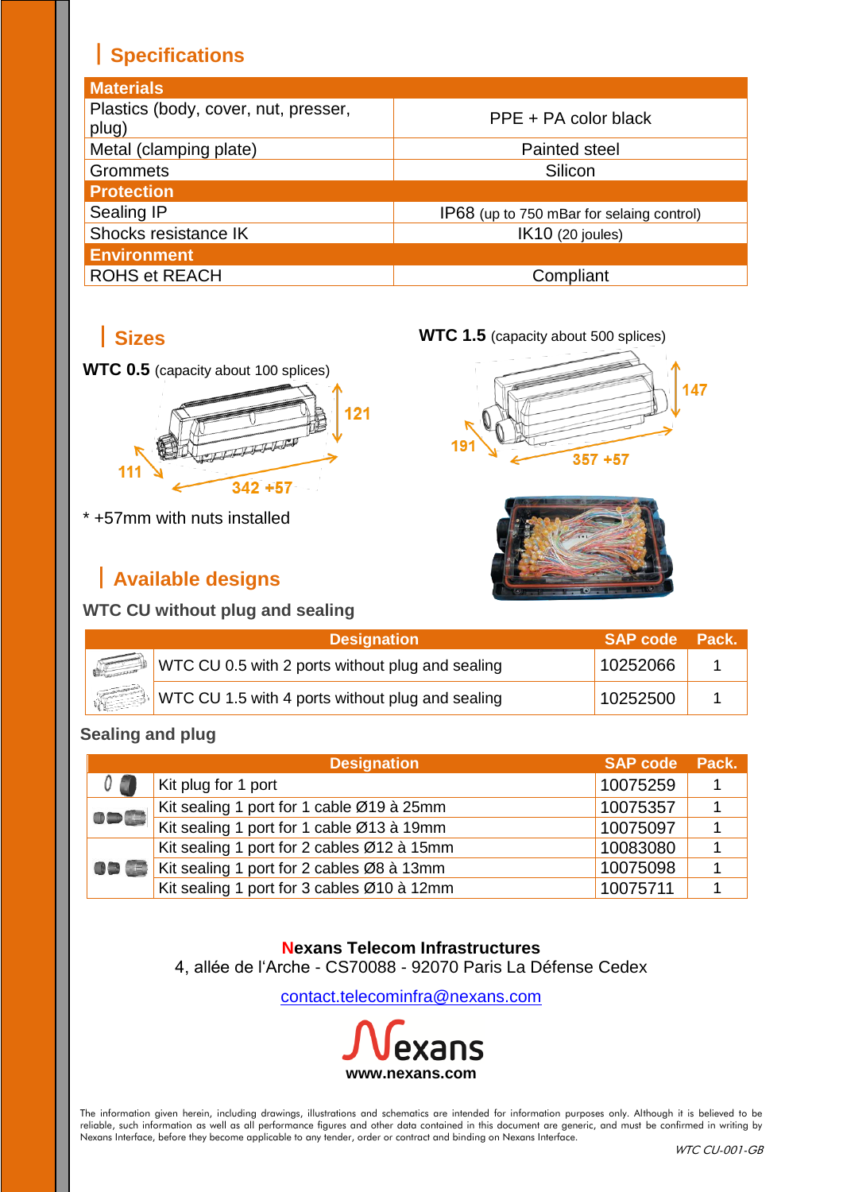## Specifications

| | |
|---|---|
| **Materials** | |
| Plastics (body, cover, nut, presser, plug) | PPE + PA color black |
| Metal (clamping plate) | Painted steel |
| Grommets | Silicon |
| **Protection** | |
| Sealing IP | IP68 (up to 750 mBar for selaing control) |
| Shocks resistance IK | IK10 (20 joules) |
| **Environment** | |
| ROHS et REACH | Compliant |

## Sizes

**WTC 0.5** (capacity about 100 splices)

121

111

342 +57

* +57mm with nuts installed

**WTC 1.5** (capacity about 500 splices)

147

191

357 +57

## Available designs

### WTC CU without plug and sealing

| | Designation | SAP code | Pack. |
|---|---|---|---|
| | WTC CU 0.5 with 2 ports without plug and sealing | 10252066 | 1 |
| | WTC CU 1.5 with 4 ports without plug and sealing | 10252500 | 1 |

### Sealing and plug

| | Designation | SAP code | Pack. |
|---|---|---|---|
| | Kit plug for 1 port | 10075259 | 1 |
| | Kit sealing 1 port for 1 cable Ø19 à 25mm | 10075357 | 1 |
| | Kit sealing 1 port for 1 cable Ø13 à 19mm | 10075097 | 1 |
| | Kit sealing 1 port for 2 cables Ø12 à 15mm | 10083080 | 1 |
| | Kit sealing 1 port for 2 cables Ø8 à 13mm | 10075098 | 1 |
| | Kit sealing 1 port for 3 cables Ø10 à 12mm | 10075711 | 1 |

**Nexans Telecom Infrastructures**
4, allée de l'Arche - CS70088 - 92070 Paris La Défense Cedex

contact.telecominfra@nexans.com

Nexans
**www.nexans.com**

The information given herein, including drawings, illustrations and schematics are intended for information purposes only. Although it is believed to be reliable, such information as well as all performance figures and other data contained in this document are generic, and must be confirmed in writing by Nexans Interface, before they become applicable to any tender, order or contract and binding on Nexans Interface.

*WTC CU-001-GB*